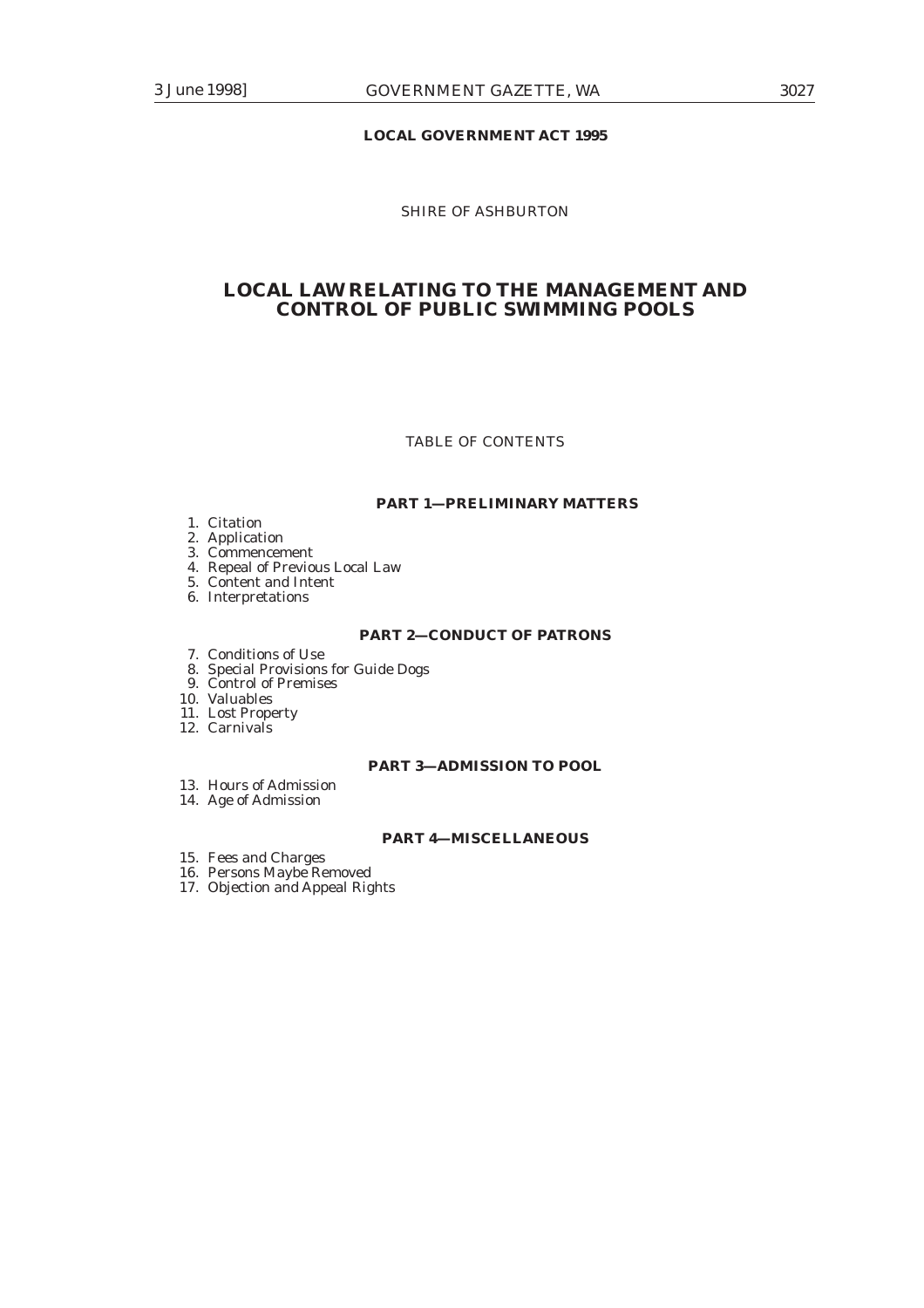**LOCAL GOVERNMENT ACT 1995**

SHIRE OF ASHBURTON

# LOCAL LAW RELATING TO THE MANAGEMENT AND CONTROL OF PUBLIC SWIMMING POOLS

TABLE OF CONTENTS

**PART 1—PRELIMINARY MATTERS**

1. Citation
2. Application
3. Commencement
4. Repeal of Previous Local Law
5. Content and Intent
6. Interpretations

**PART 2—CONDUCT OF PATRONS**

7. Conditions of Use
8. Special Provisions for Guide Dogs
9. Control of Premises
10. Valuables
11. Lost Property
12. Carnivals

**PART 3—ADMISSION TO POOL**

13. Hours of Admission
14. Age of Admission

**PART 4—MISCELLANEOUS**

15. Fees and Charges
16. Persons Maybe Removed
17. Objection and Appeal Rights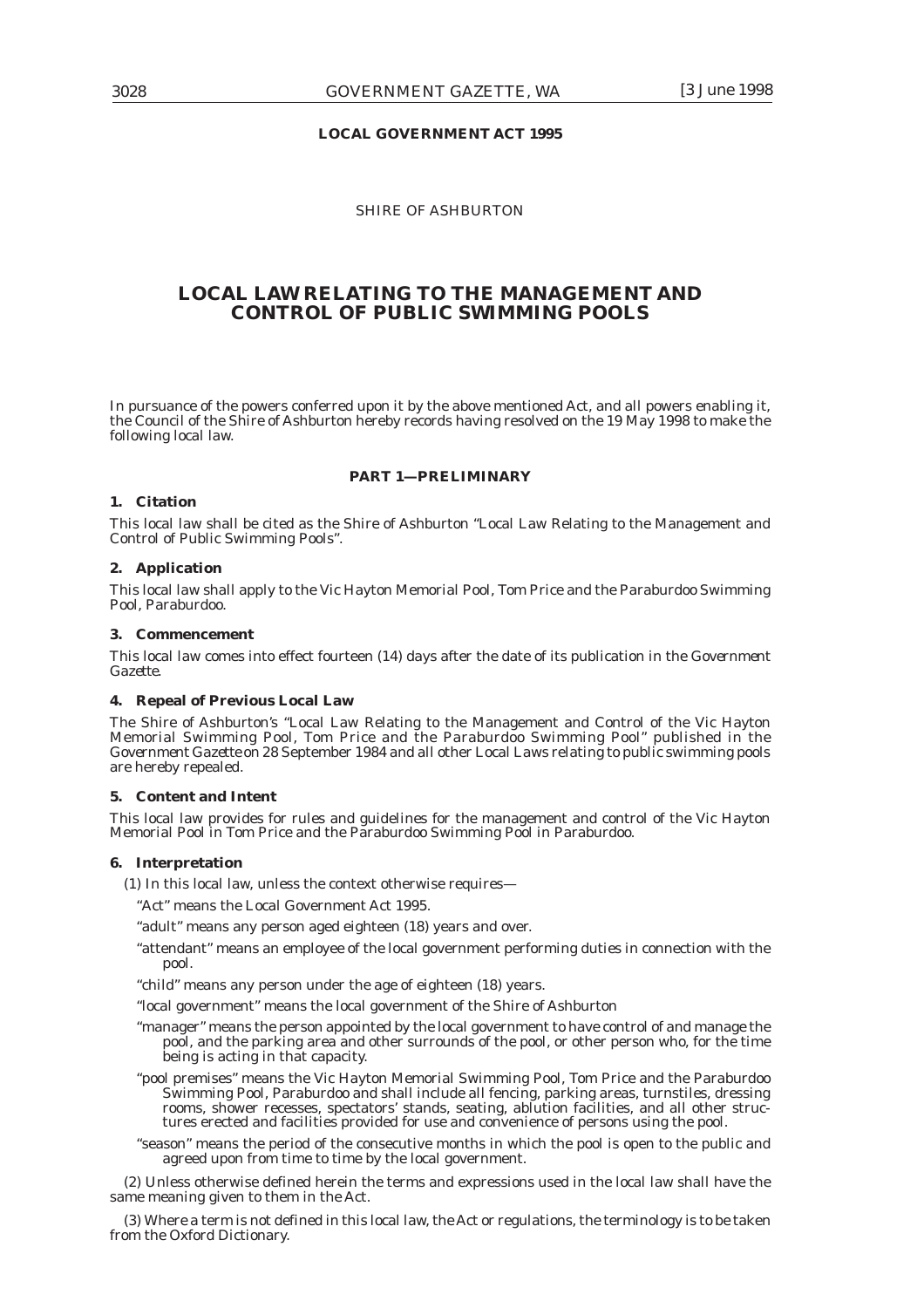**LOCAL GOVERNMENT ACT 1995**

SHIRE OF ASHBURTON

# LOCAL LAW RELATING TO THE MANAGEMENT AND CONTROL OF PUBLIC SWIMMING POOLS

In pursuance of the powers conferred upon it by the above mentioned Act, and all powers enabling it, the Council of the Shire of Ashburton hereby records having resolved on the 19 May 1998 to make the following local law.

## PART 1—PRELIMINARY

### 1. Citation

This local law shall be cited as the Shire of Ashburton "Local Law Relating to the Management and Control of Public Swimming Pools".

### 2. Application

This local law shall apply to the Vic Hayton Memorial Pool, Tom Price and the Paraburdoo Swimming Pool, Paraburdoo.

### 3. Commencement

This local law comes into effect fourteen (14) days after the date of its publication in the *Government Gazette*.

### 4. Repeal of Previous Local Law

The Shire of Ashburton's "Local Law Relating to the Management and Control of the Vic Hayton Memorial Swimming Pool, Tom Price and the Paraburdoo Swimming Pool" published in the *Government Gazette* on 28 September 1984 and all other Local Laws relating to public swimming pools are hereby repealed.

### 5. Content and Intent

This local law provides for rules and guidelines for the management and control of the Vic Hayton Memorial Pool in Tom Price and the Paraburdoo Swimming Pool in Paraburdoo.

### 6. Interpretation

(1) In this local law, unless the context otherwise requires—

"Act" means the Local Government Act 1995.

"adult" means any person aged eighteen (18) years and over.

"attendant" means an employee of the local government performing duties in connection with the pool.

"child" means any person under the age of eighteen (18) years.

"local government" means the local government of the Shire of Ashburton

"manager" means the person appointed by the local government to have control of and manage the pool, and the parking area and other surrounds of the pool, or other person who, for the time being is acting in that capacity.

"pool premises" means the Vic Hayton Memorial Swimming Pool, Tom Price and the Paraburdoo Swimming Pool, Paraburdoo and shall include all fencing, parking areas, turnstiles, dressing rooms, shower recesses, spectators' stands, seating, ablution facilities, and all other structures erected and facilities provided for use and convenience of persons using the pool.

"season" means the period of the consecutive months in which the pool is open to the public and agreed upon from time to time by the local government.

(2) Unless otherwise defined herein the terms and expressions used in the local law shall have the same meaning given to them in the Act.

(3) Where a term is not defined in this local law, the Act or regulations, the terminology is to be taken from the Oxford Dictionary.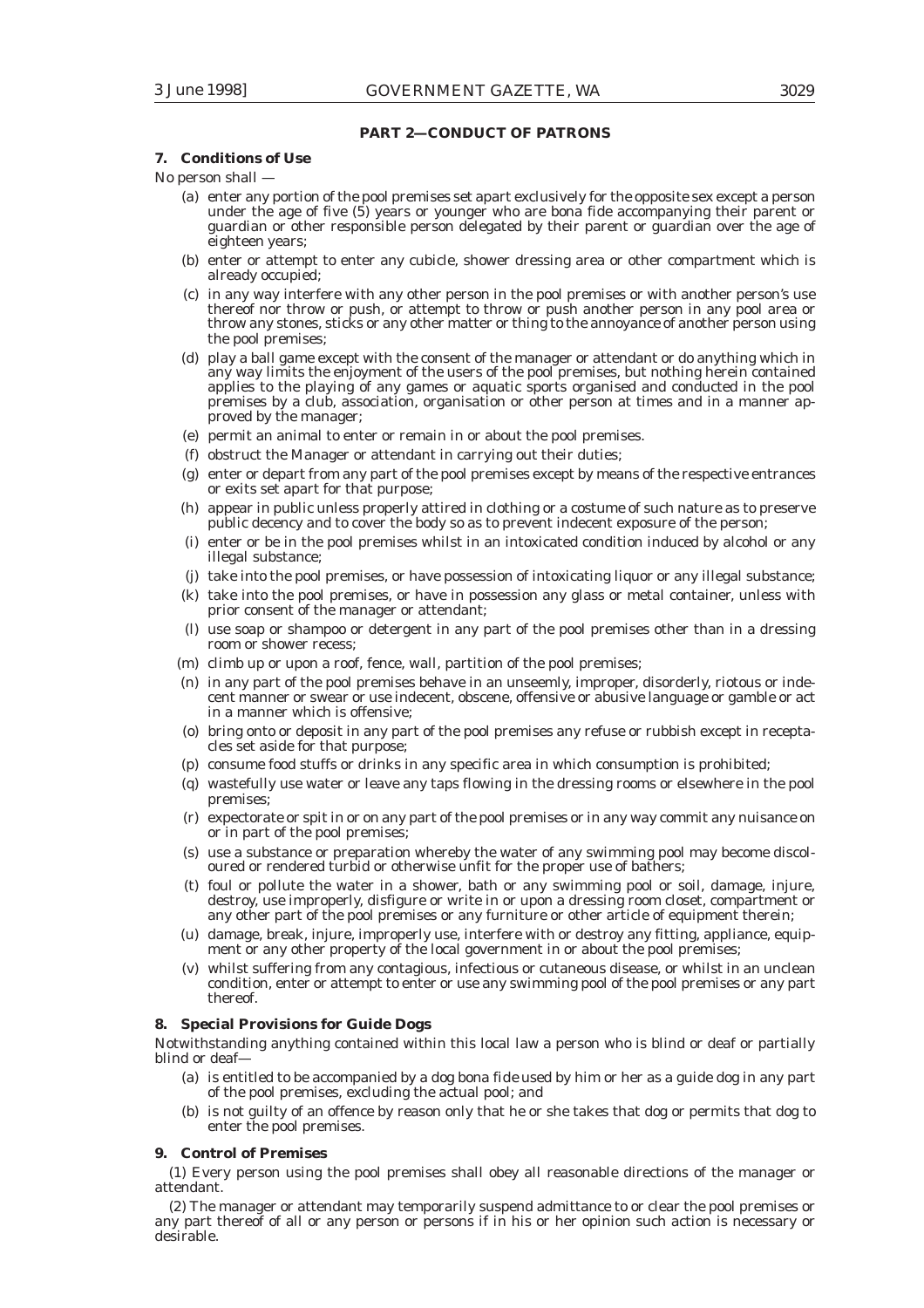## PART 2—CONDUCT OF PATRONS

### 7. Conditions of Use

No person shall —

(a) enter any portion of the pool premises set apart exclusively for the opposite sex except a person under the age of five (5) years or younger who are bona fide accompanying their parent or guardian or other responsible person delegated by their parent or guardian over the age of eighteen years;

(b) enter or attempt to enter any cubicle, shower dressing area or other compartment which is already occupied;

(c) in any way interfere with any other person in the pool premises or with another person's use thereof nor throw or push, or attempt to throw or push another person in any pool area or throw any stones, sticks or any other matter or thing to the annoyance of another person using the pool premises;

(d) play a ball game except with the consent of the manager or attendant or do anything which in any way limits the enjoyment of the users of the pool premises, but nothing herein contained applies to the playing of any games or aquatic sports organised and conducted in the pool premises by a club, association, organisation or other person at times and in a manner approved by the manager;

(e) permit an animal to enter or remain in or about the pool premises.

(f) obstruct the Manager or attendant in carrying out their duties;

(g) enter or depart from any part of the pool premises except by means of the respective entrances or exits set apart for that purpose;

(h) appear in public unless properly attired in clothing or a costume of such nature as to preserve public decency and to cover the body so as to prevent indecent exposure of the person;

(i) enter or be in the pool premises whilst in an intoxicated condition induced by alcohol or any illegal substance;

(j) take into the pool premises, or have possession of intoxicating liquor or any illegal substance;

(k) take into the pool premises, or have in possession any glass or metal container, unless with prior consent of the manager or attendant;

(l) use soap or shampoo or detergent in any part of the pool premises other than in a dressing room or shower recess;

(m) climb up or upon a roof, fence, wall, partition of the pool premises;

(n) in any part of the pool premises behave in an unseemly, improper, disorderly, riotous or indecent manner or swear or use indecent, obscene, offensive or abusive language or gamble or act in a manner which is offensive;

(o) bring onto or deposit in any part of the pool premises any refuse or rubbish except in receptacles set aside for that purpose;

(p) consume food stuffs or drinks in any specific area in which consumption is prohibited;

(q) wastefully use water or leave any taps flowing in the dressing rooms or elsewhere in the pool premises;

(r) expectorate or spit in or on any part of the pool premises or in any way commit any nuisance on or in part of the pool premises;

(s) use a substance or preparation whereby the water of any swimming pool may become discoloured or rendered turbid or otherwise unfit for the proper use of bathers;

(t) foul or pollute the water in a shower, bath or any swimming pool or soil, damage, injure, destroy, use improperly, disfigure or write in or upon a dressing room closet, compartment or any other part of the pool premises or any furniture or other article of equipment therein;

(u) damage, break, injure, improperly use, interfere with or destroy any fitting, appliance, equipment or any other property of the local government in or about the pool premises;

(v) whilst suffering from any contagious, infectious or cutaneous disease, or whilst in an unclean condition, enter or attempt to enter or use any swimming pool of the pool premises or any part thereof.

### 8. Special Provisions for Guide Dogs

Notwithstanding anything contained within this local law a person who is blind or deaf or partially blind or deaf—

(a) is entitled to be accompanied by a dog bona fide used by him or her as a guide dog in any part of the pool premises, excluding the actual pool; and

(b) is not guilty of an offence by reason only that he or she takes that dog or permits that dog to enter the pool premises.

### 9. Control of Premises

(1) Every person using the pool premises shall obey all reasonable directions of the manager or attendant.

(2) The manager or attendant may temporarily suspend admittance to or clear the pool premises or any part thereof of all or any person or persons if in his or her opinion such action is necessary or desirable.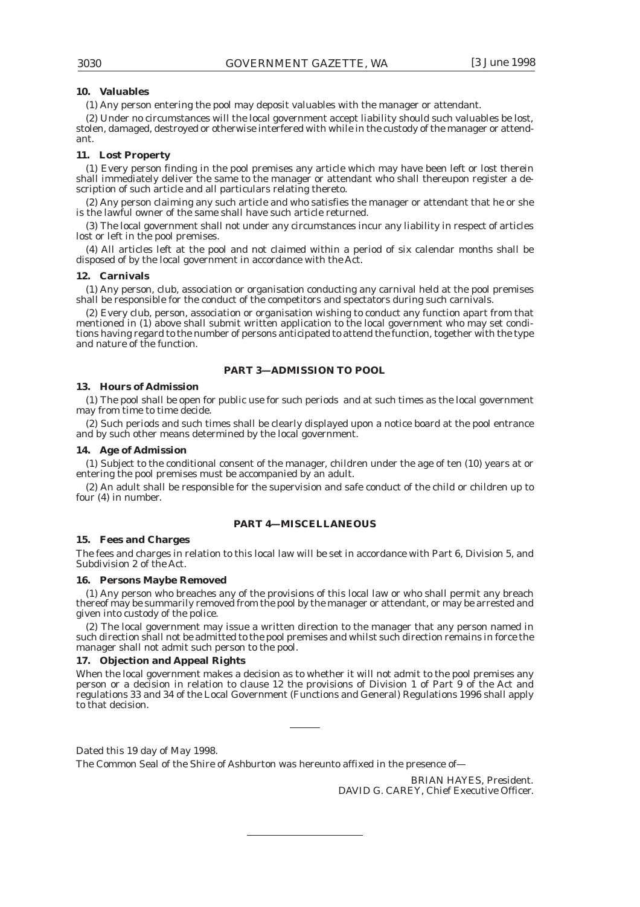**10. Valuables**

(1) Any person entering the pool may deposit valuables with the manager or attendant.

(2) Under no circumstances will the local government accept liability should such valuables be lost, stolen, damaged, destroyed or otherwise interfered with while in the custody of the manager or attendant.

**11. Lost Property**

(1) Every person finding in the pool premises any article which may have been left or lost therein shall immediately deliver the same to the manager or attendant who shall thereupon register a description of such article and all particulars relating thereto.

(2) Any person claiming any such article and who satisfies the manager or attendant that he or she is the lawful owner of the same shall have such article returned.

(3) The local government shall not under any circumstances incur any liability in respect of articles lost or left in the pool premises.

(4) All articles left at the pool and not claimed within a period of six calendar months shall be disposed of by the local government in accordance with the Act.

**12. Carnivals**

(1) Any person, club, association or organisation conducting any carnival held at the pool premises shall be responsible for the conduct of the competitors and spectators during such carnivals.

(2) Every club, person, association or organisation wishing to conduct any function apart from that mentioned in (1) above shall submit written application to the local government who may set conditions having regard to the number of persons anticipated to attend the function, together with the type and nature of the function.

## PART 3—ADMISSION TO POOL

**13. Hours of Admission**

(1) The pool shall be open for public use for such periods and at such times as the local government may from time to time decide.

(2) Such periods and such times shall be clearly displayed upon a notice board at the pool entrance and by such other means determined by the local government.

**14. Age of Admission**

(1) Subject to the conditional consent of the manager, children under the age of ten (10) years at or entering the pool premises must be accompanied by an adult.

(2) An adult shall be responsible for the supervision and safe conduct of the child or children up to four (4) in number.

## PART 4—MISCELLANEOUS

**15. Fees and Charges**

The fees and charges in relation to this local law will be set in accordance with Part 6, Division 5, and Subdivision 2 of the Act.

**16. Persons Maybe Removed**

(1) Any person who breaches any of the provisions of this local law or who shall permit any breach thereof may be summarily removed from the pool by the manager or attendant, or may be arrested and given into custody of the police.

(2) The local government may issue a written direction to the manager that any person named in such direction shall not be admitted to the pool premises and whilst such direction remains in force the manager shall not admit such person to the pool.

**17. Objection and Appeal Rights**

When the local government makes a decision as to whether it will not admit to the pool premises any person or a decision in relation to clause 12 the provisions of Division 1 of Part 9 of the Act and regulations 33 and 34 of the Local Government (Functions and General) Regulations 1996 shall apply to that decision.

---

Dated this 19 day of May 1998.

The Common Seal of the Shire of Ashburton was hereunto affixed in the presence of—

BRIAN HAYES, President.
DAVID G. CAREY, Chief Executive Officer.